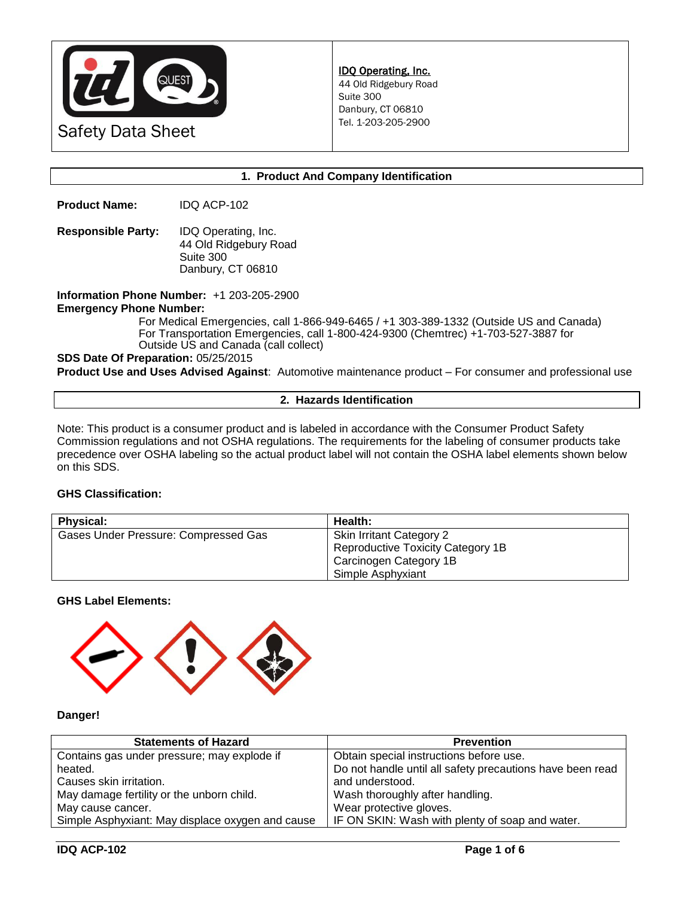Safety Data Sheet

**IDQ Operating, Inc.**
44 Old Ridgebury Road
Suite 300
Danbury, CT 06810
Tel. 1-203-205-2900

## 1. Product And Company Identification

**Product Name:** IDQ ACP-102

**Responsible Party:** IDQ Operating, Inc.
44 Old Ridgebury Road
Suite 300
Danbury, CT 06810

**Information Phone Number:** +1 203-205-2900
**Emergency Phone Number:**
For Medical Emergencies, call 1-866-949-6465 / +1 303-389-1332 (Outside US and Canada)
For Transportation Emergencies, call 1-800-424-9300 (Chemtrec) +1-703-527-3887 for Outside US and Canada (call collect)
**SDS Date Of Preparation:** 05/25/2015
**Product Use and Uses Advised Against**: Automotive maintenance product – For consumer and professional use

## 2. Hazards Identification

Note: This product is a consumer product and is labeled in accordance with the Consumer Product Safety Commission regulations and not OSHA regulations. The requirements for the labeling of consumer products take precedence over OSHA labeling so the actual product label will not contain the OSHA label elements shown below on this SDS.

**GHS Classification:**

| Physical: | Health: |
|---|---|
| Gases Under Pressure: Compressed Gas | Skin Irritant Category 2<br>Reproductive Toxicity Category 1B<br>Carcinogen Category 1B<br>Simple Asphyxiant |

**GHS Label Elements:**

**Danger!**

| Statements of Hazard | Prevention |
|---|---|
| Contains gas under pressure; may explode if heated.<br>Causes skin irritation.<br>May damage fertility or the unborn child.<br>May cause cancer.<br>Simple Asphyxiant: May displace oxygen and cause | Obtain special instructions before use.<br>Do not handle until all safety precautions have been read and understood.<br>Wash thoroughly after handling.<br>Wear protective gloves.<br>IF ON SKIN: Wash with plenty of soap and water. |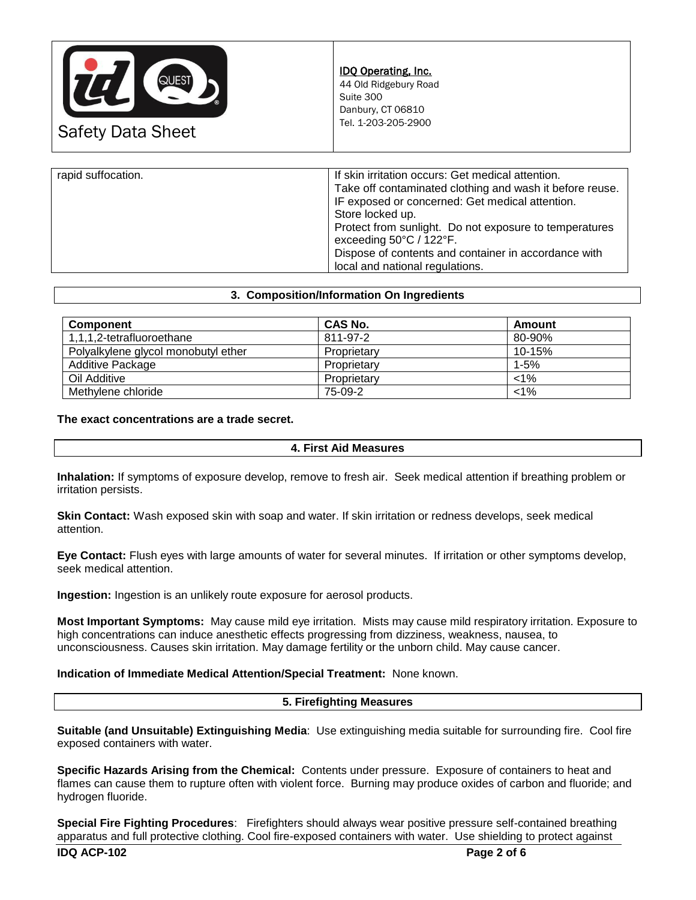| rapid suffocation. | If skin irritation occurs: Get medical attention.<br>Take off contaminated clothing and wash it before reuse.<br>IF exposed or concerned: Get medical attention.<br>Store locked up.<br>Protect from sunlight. Do not exposure to temperatures exceeding 50°C / 122°F.<br>Dispose of contents and container in accordance with local and national regulations. |
|---|---|

## 3. Composition/Information On Ingredients

| Component | CAS No. | Amount |
|---|---|---|
| 1,1,1,2-tetrafluoroethane | 811-97-2 | 80-90% |
| Polyalkylene glycol monobutyl ether | Proprietary | 10-15% |
| Additive Package | Proprietary | 1-5% |
| Oil Additive | Proprietary | <1% |
| Methylene chloride | 75-09-2 | <1% |

**The exact concentrations are a trade secret.**

## 4. First Aid Measures

**Inhalation:** If symptoms of exposure develop, remove to fresh air. Seek medical attention if breathing problem or irritation persists.

**Skin Contact:** Wash exposed skin with soap and water. If skin irritation or redness develops, seek medical attention.

**Eye Contact:** Flush eyes with large amounts of water for several minutes. If irritation or other symptoms develop, seek medical attention.

**Ingestion:** Ingestion is an unlikely route exposure for aerosol products.

**Most Important Symptoms:** May cause mild eye irritation. Mists may cause mild respiratory irritation. Exposure to high concentrations can induce anesthetic effects progressing from dizziness, weakness, nausea, to unconsciousness. Causes skin irritation. May damage fertility or the unborn child. May cause cancer.

**Indication of Immediate Medical Attention/Special Treatment:** None known.

## 5. Firefighting Measures

**Suitable (and Unsuitable) Extinguishing Media**: Use extinguishing media suitable for surrounding fire. Cool fire exposed containers with water.

**Specific Hazards Arising from the Chemical:** Contents under pressure. Exposure of containers to heat and flames can cause them to rupture often with violent force. Burning may produce oxides of carbon and fluoride; and hydrogen fluoride.

**Special Fire Fighting Procedures**: Firefighters should always wear positive pressure self-contained breathing apparatus and full protective clothing. Cool fire-exposed containers with water. Use shielding to protect against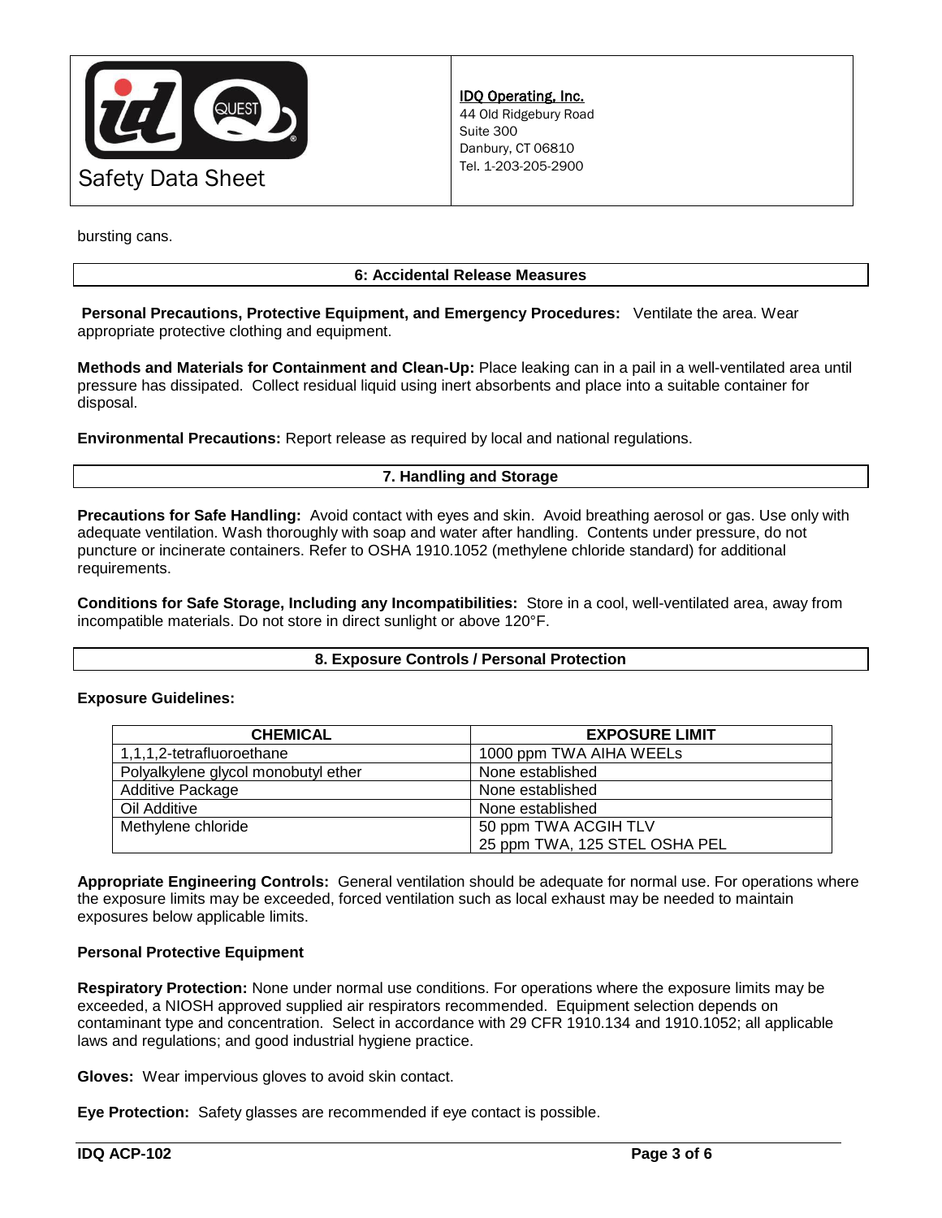bursting cans.

## 6: Accidental Release Measures

**Personal Precautions, Protective Equipment, and Emergency Procedures:** Ventilate the area. Wear appropriate protective clothing and equipment.

**Methods and Materials for Containment and Clean-Up:** Place leaking can in a pail in a well-ventilated area until pressure has dissipated. Collect residual liquid using inert absorbents and place into a suitable container for disposal.

**Environmental Precautions:** Report release as required by local and national regulations.

## 7. Handling and Storage

**Precautions for Safe Handling:** Avoid contact with eyes and skin. Avoid breathing aerosol or gas. Use only with adequate ventilation. Wash thoroughly with soap and water after handling. Contents under pressure, do not puncture or incinerate containers. Refer to OSHA 1910.1052 (methylene chloride standard) for additional requirements.

**Conditions for Safe Storage, Including any Incompatibilities:** Store in a cool, well-ventilated area, away from incompatible materials. Do not store in direct sunlight or above 120°F.

## 8. Exposure Controls / Personal Protection

**Exposure Guidelines:**

| CHEMICAL | EXPOSURE LIMIT |
|---|---|
| 1,1,1,2-tetrafluoroethane | 1000 ppm TWA AIHA WEELs |
| Polyalkylene glycol monobutyl ether | None established |
| Additive Package | None established |
| Oil Additive | None established |
| Methylene chloride | 50 ppm TWA ACGIH TLV<br>25 ppm TWA, 125 STEL OSHA PEL |

**Appropriate Engineering Controls:** General ventilation should be adequate for normal use. For operations where the exposure limits may be exceeded, forced ventilation such as local exhaust may be needed to maintain exposures below applicable limits.

**Personal Protective Equipment**

**Respiratory Protection:** None under normal use conditions. For operations where the exposure limits may be exceeded, a NIOSH approved supplied air respirators recommended. Equipment selection depends on contaminant type and concentration. Select in accordance with 29 CFR 1910.134 and 1910.1052; all applicable laws and regulations; and good industrial hygiene practice.

**Gloves:** Wear impervious gloves to avoid skin contact.

**Eye Protection:** Safety glasses are recommended if eye contact is possible.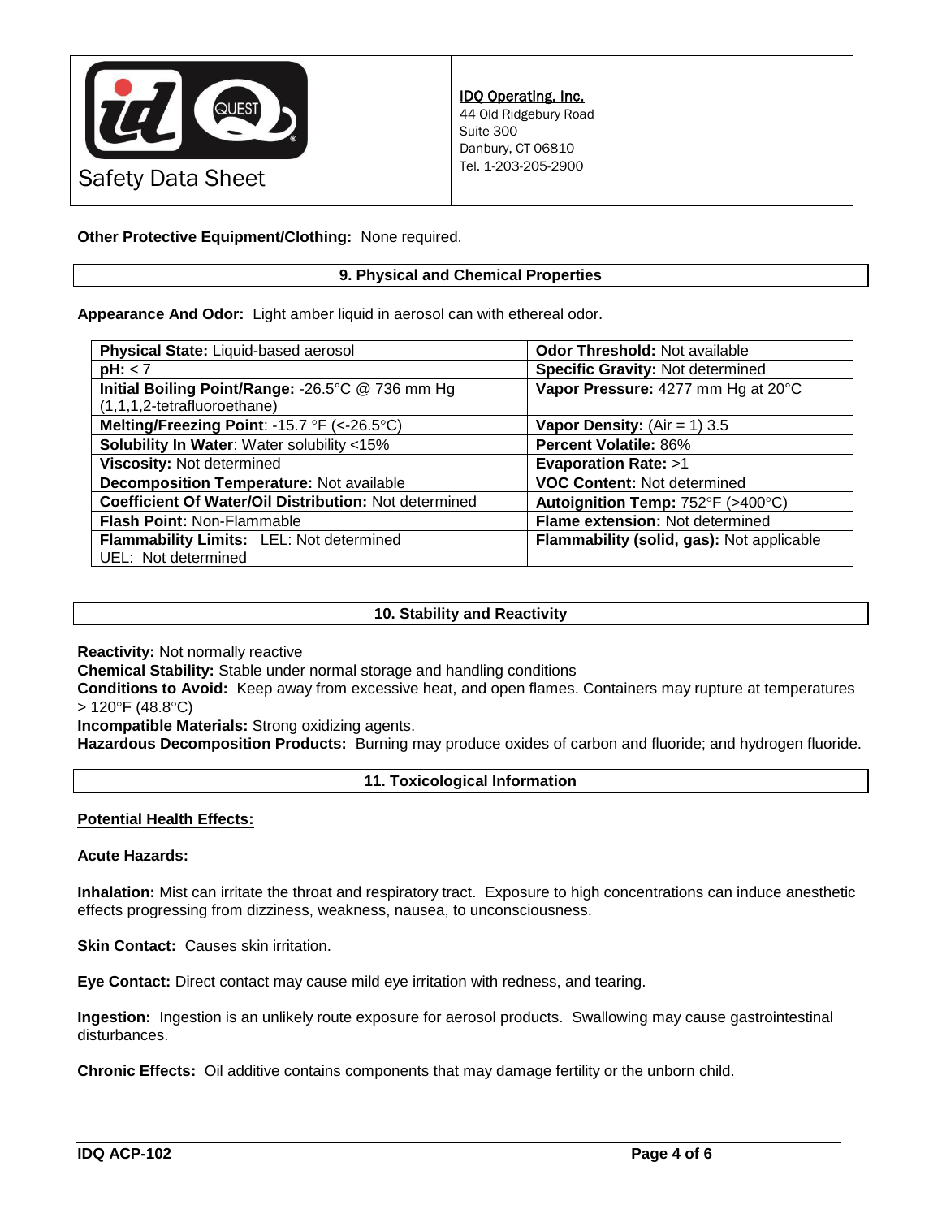**Other Protective Equipment/Clothing:** None required.

## 9. Physical and Chemical Properties

**Appearance And Odor:** Light amber liquid in aerosol can with ethereal odor.

| | |
|---|---|
| **Physical State:** Liquid-based aerosol | **Odor Threshold:** Not available |
| **pH:** < 7 | **Specific Gravity:** Not determined |
| **Initial Boiling Point/Range:** -26.5°C @ 736 mm Hg (1,1,1,2-tetrafluoroethane) | **Vapor Pressure:** 4277 mm Hg at 20°C |
| **Melting/Freezing Point**: -15.7 °F (<-26.5°C) | **Vapor Density:** (Air = 1) 3.5 |
| **Solubility In Water**: Water solubility <15% | **Percent Volatile:** 86% |
| **Viscosity:** Not determined | **Evaporation Rate:** >1 |
| **Decomposition Temperature:** Not available | **VOC Content:** Not determined |
| **Coefficient Of Water/Oil Distribution:** Not determined | **Autoignition Temp:** 752°F (>400°C) |
| **Flash Point:** Non-Flammable | **Flame extension:** Not determined |
| **Flammability Limits:** LEL: Not determined UEL: Not determined | **Flammability (solid, gas):** Not applicable |

## 10. Stability and Reactivity

**Reactivity:** Not normally reactive
**Chemical Stability:** Stable under normal storage and handling conditions
**Conditions to Avoid:** Keep away from excessive heat, and open flames. Containers may rupture at temperatures > 120°F (48.8°C)
**Incompatible Materials:** Strong oxidizing agents.
**Hazardous Decomposition Products:** Burning may produce oxides of carbon and fluoride; and hydrogen fluoride.

## 11. Toxicological Information

**Potential Health Effects:**

**Acute Hazards:**

**Inhalation:** Mist can irritate the throat and respiratory tract. Exposure to high concentrations can induce anesthetic effects progressing from dizziness, weakness, nausea, to unconsciousness.

**Skin Contact:** Causes skin irritation.

**Eye Contact:** Direct contact may cause mild eye irritation with redness, and tearing.

**Ingestion:** Ingestion is an unlikely route exposure for aerosol products. Swallowing may cause gastrointestinal disturbances.

**Chronic Effects:** Oil additive contains components that may damage fertility or the unborn child.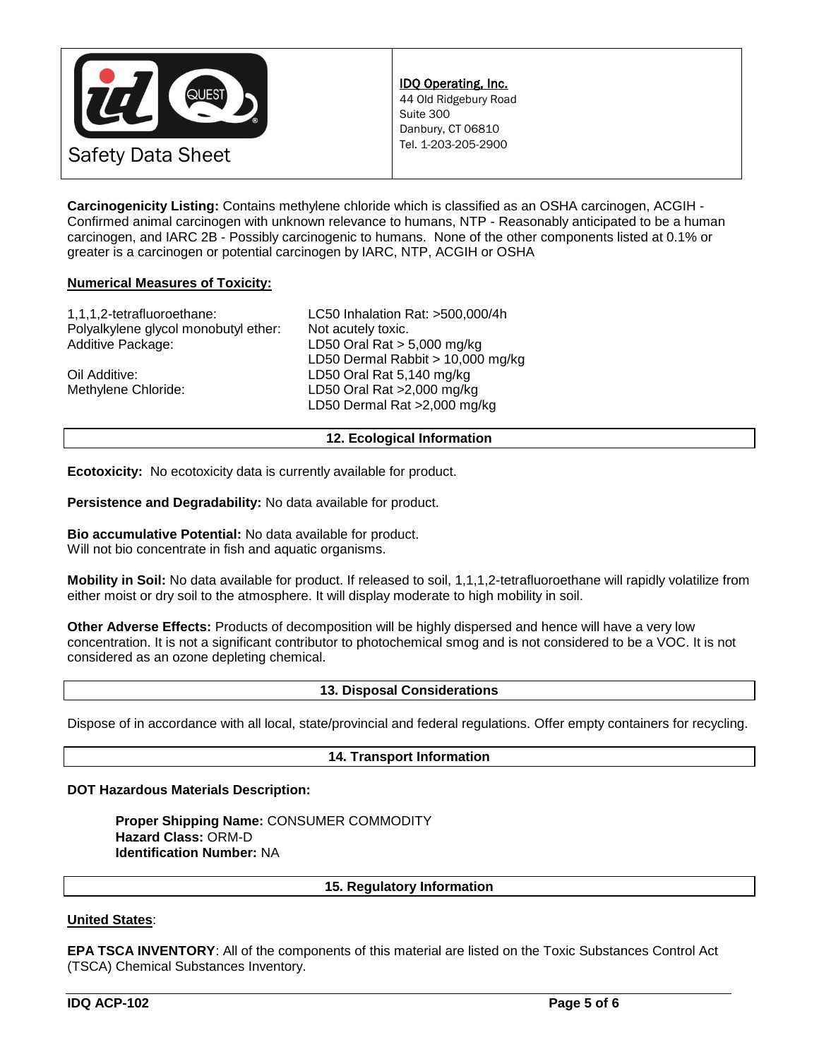**Carcinogenicity Listing:** Contains methylene chloride which is classified as an OSHA carcinogen, ACGIH - Confirmed animal carcinogen with unknown relevance to humans, NTP - Reasonably anticipated to be a human carcinogen, and IARC 2B - Possibly carcinogenic to humans. None of the other components listed at 0.1% or greater is a carcinogen or potential carcinogen by IARC, NTP, ACGIH or OSHA

**Numerical Measures of Toxicity:**

| | |
|---|---|
| 1,1,1,2-tetrafluoroethane: | LC50 Inhalation Rat: >500,000/4h |
| Polyalkylene glycol monobutyl ether: | Not acutely toxic. |
| Additive Package: | LD50 Oral Rat > 5,000 mg/kg |
| | LD50 Dermal Rabbit > 10,000 mg/kg |
| Oil Additive: | LD50 Oral Rat 5,140 mg/kg |
| Methylene Chloride: | LD50 Oral Rat >2,000 mg/kg |
| | LD50 Dermal Rat >2,000 mg/kg |

## 12. Ecological Information

**Ecotoxicity:** No ecotoxicity data is currently available for product.

**Persistence and Degradability:** No data available for product.

**Bio accumulative Potential:** No data available for product.
Will not bio concentrate in fish and aquatic organisms.

**Mobility in Soil:** No data available for product. If released to soil, 1,1,1,2-tetrafluoroethane will rapidly volatilize from either moist or dry soil to the atmosphere. It will display moderate to high mobility in soil.

**Other Adverse Effects:** Products of decomposition will be highly dispersed and hence will have a very low concentration. It is not a significant contributor to photochemical smog and is not considered to be a VOC. It is not considered as an ozone depleting chemical.

## 13. Disposal Considerations

Dispose of in accordance with all local, state/provincial and federal regulations. Offer empty containers for recycling.

## 14. Transport Information

**DOT Hazardous Materials Description:**

**Proper Shipping Name:** CONSUMER COMMODITY
**Hazard Class:** ORM-D
**Identification Number:** NA

## 15. Regulatory Information

**United States**:

**EPA TSCA INVENTORY**: All of the components of this material are listed on the Toxic Substances Control Act (TSCA) Chemical Substances Inventory.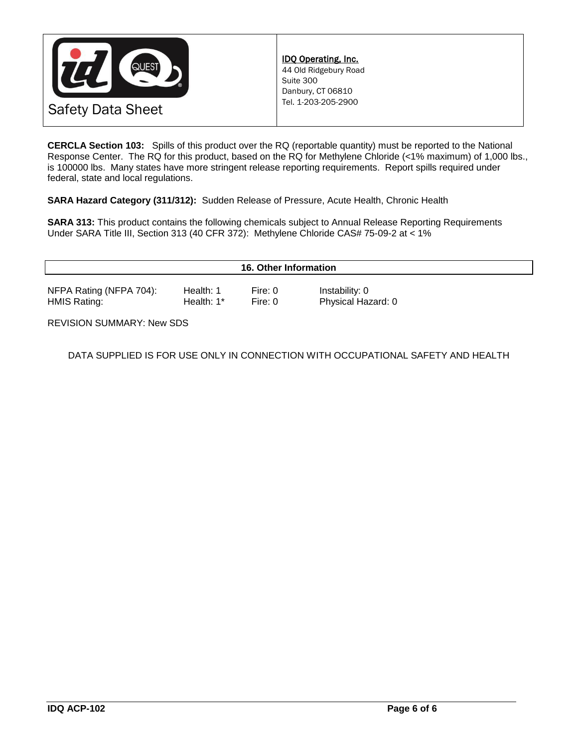**CERCLA Section 103:** Spills of this product over the RQ (reportable quantity) must be reported to the National Response Center. The RQ for this product, based on the RQ for Methylene Chloride (<1% maximum) of 1,000 lbs., is 100000 lbs. Many states have more stringent release reporting requirements. Report spills required under federal, state and local regulations.

**SARA Hazard Category (311/312):** Sudden Release of Pressure, Acute Health, Chronic Health

**SARA 313:** This product contains the following chemicals subject to Annual Release Reporting Requirements Under SARA Title III, Section 313 (40 CFR 372): Methylene Chloride CAS# 75-09-2 at < 1%

## 16. Other Information

| | | | |
|---|---|---|---|
| NFPA Rating (NFPA 704): | Health: 1 | Fire: 0 | Instability: 0 |
| HMIS Rating: | Health: 1* | Fire: 0 | Physical Hazard: 0 |

REVISION SUMMARY: New SDS

DATA SUPPLIED IS FOR USE ONLY IN CONNECTION WITH OCCUPATIONAL SAFETY AND HEALTH